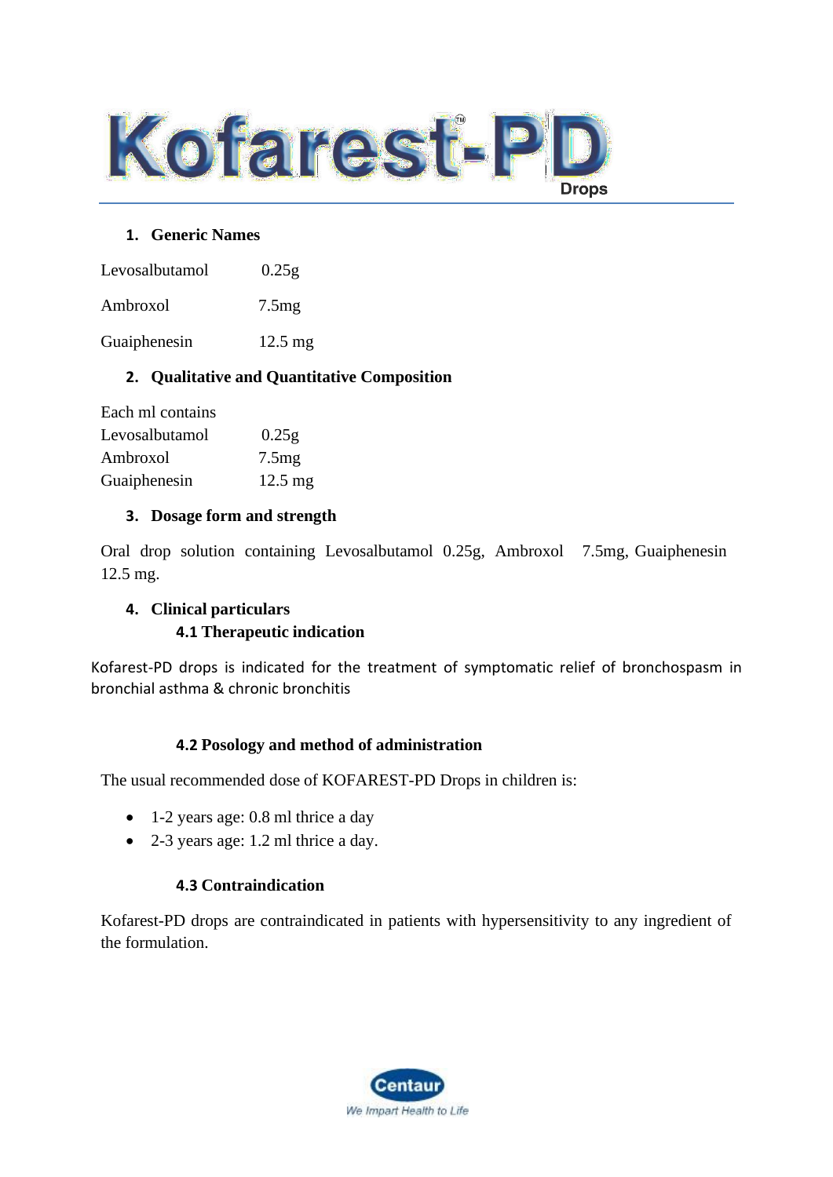# Kofarest™-PD Drops

## 1. Generic Names

| | |
|---|---|
| Levosalbutamol | 0.25g |
| Ambroxol | 7.5mg |
| Guaiphenesin | 12.5 mg |

## 2. Qualitative and Quantitative Composition

Each ml contains

| | |
|---|---|
| Levosalbutamol | 0.25g |
| Ambroxol | 7.5mg |
| Guaiphenesin | 12.5 mg |

## 3. Dosage form and strength

Oral drop solution containing Levosalbutamol 0.25g, Ambroxol 7.5mg, Guaiphenesin 12.5 mg.

## 4. Clinical particulars

### 4.1 Therapeutic indication

Kofarest-PD drops is indicated for the treatment of symptomatic relief of bronchospasm in bronchial asthma & chronic bronchitis

### 4.2 Posology and method of administration

The usual recommended dose of KOFAREST-PD Drops in children is:

- 1-2 years age: 0.8 ml thrice a day
- 2-3 years age: 1.2 ml thrice a day.

### 4.3 Contraindication

Kofarest-PD drops are contraindicated in patients with hypersensitivity to any ingredient of the formulation.

Centaur
We Impart Health to Life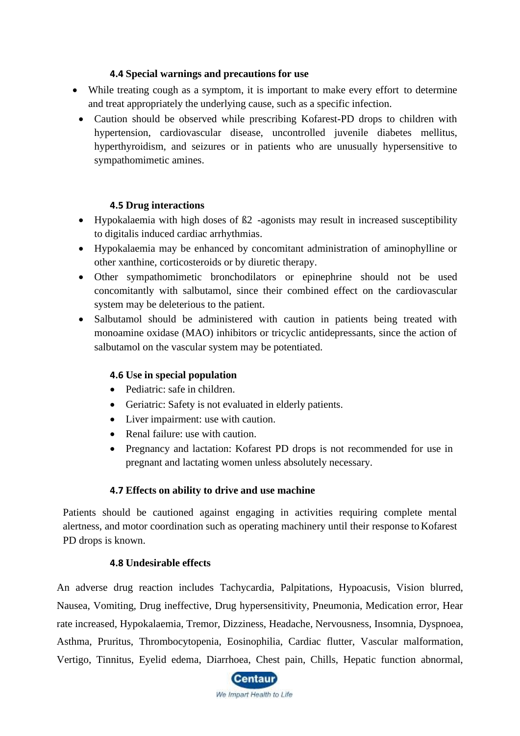### 4.4 Special warnings and precautions for use

- While treating cough as a symptom, it is important to make every effort to determine and treat appropriately the underlying cause, such as a specific infection.
- Caution should be observed while prescribing Kofarest-PD drops to children with hypertension, cardiovascular disease, uncontrolled juvenile diabetes mellitus, hyperthyroidism, and seizures or in patients who are unusually hypersensitive to sympathomimetic amines.

### 4.5 Drug interactions

- Hypokalaemia with high doses of ß2 -agonists may result in increased susceptibility to digitalis induced cardiac arrhythmias.
- Hypokalaemia may be enhanced by concomitant administration of aminophylline or other xanthine, corticosteroids or by diuretic therapy.
- Other sympathomimetic bronchodilators or epinephrine should not be used concomitantly with salbutamol, since their combined effect on the cardiovascular system may be deleterious to the patient.
- Salbutamol should be administered with caution in patients being treated with monoamine oxidase (MAO) inhibitors or tricyclic antidepressants, since the action of salbutamol on the vascular system may be potentiated.

### 4.6 Use in special population

- Pediatric: safe in children.
- Geriatric: Safety is not evaluated in elderly patients.
- Liver impairment: use with caution.
- Renal failure: use with caution.
- Pregnancy and lactation: Kofarest PD drops is not recommended for use in pregnant and lactating women unless absolutely necessary.

### 4.7 Effects on ability to drive and use machine

Patients should be cautioned against engaging in activities requiring complete mental alertness, and motor coordination such as operating machinery until their response to Kofarest PD drops is known.

### 4.8 Undesirable effects

An adverse drug reaction includes Tachycardia, Palpitations, Hypoacusis, Vision blurred, Nausea, Vomiting, Drug ineffective, Drug hypersensitivity, Pneumonia, Medication error, Hear rate increased, Hypokalaemia, Tremor, Dizziness, Headache, Nervousness, Insomnia, Dyspnoea, Asthma, Pruritus, Thrombocytopenia, Eosinophilia, Cardiac flutter, Vascular malformation, Vertigo, Tinnitus, Eyelid edema, Diarrhoea, Chest pain, Chills, Hepatic function abnormal,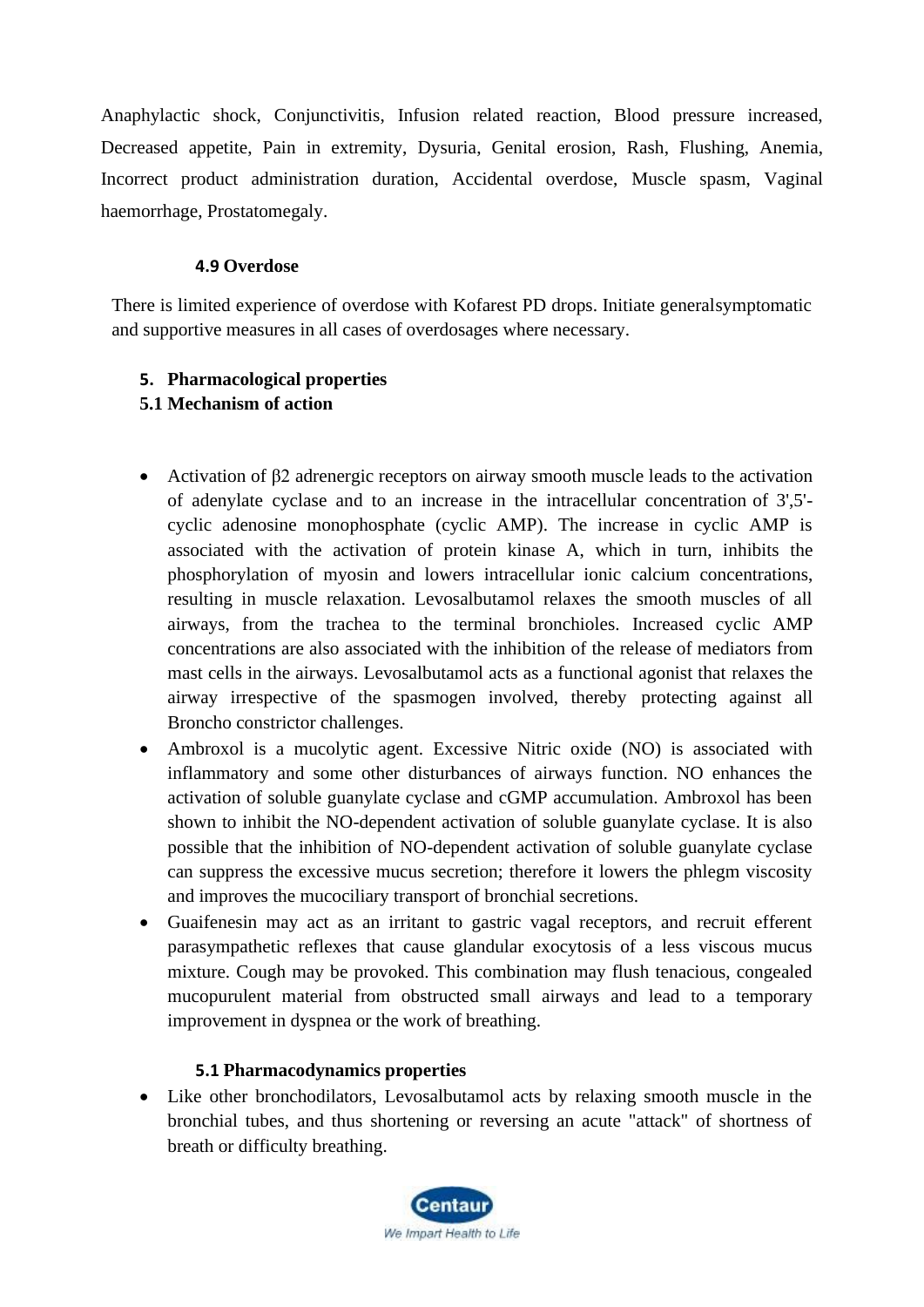Anaphylactic shock, Conjunctivitis, Infusion related reaction, Blood pressure increased, Decreased appetite, Pain in extremity, Dysuria, Genital erosion, Rash, Flushing, Anemia, Incorrect product administration duration, Accidental overdose, Muscle spasm, Vaginal haemorrhage, Prostatomegaly.

### 4.9 Overdose

There is limited experience of overdose with Kofarest PD drops. Initiate generalsymptomatic and supportive measures in all cases of overdosages where necessary.

## 5. Pharmacological properties

### 5.1 Mechanism of action

- Activation of β2 adrenergic receptors on airway smooth muscle leads to the activation of adenylate cyclase and to an increase in the intracellular concentration of 3',5'-cyclic adenosine monophosphate (cyclic AMP). The increase in cyclic AMP is associated with the activation of protein kinase A, which in turn, inhibits the phosphorylation of myosin and lowers intracellular ionic calcium concentrations, resulting in muscle relaxation. Levosalbutamol relaxes the smooth muscles of all airways, from the trachea to the terminal bronchioles. Increased cyclic AMP concentrations are also associated with the inhibition of the release of mediators from mast cells in the airways. Levosalbutamol acts as a functional agonist that relaxes the airway irrespective of the spasmogen involved, thereby protecting against all Broncho constrictor challenges.
- Ambroxol is a mucolytic agent. Excessive Nitric oxide (NO) is associated with inflammatory and some other disturbances of airways function. NO enhances the activation of soluble guanylate cyclase and cGMP accumulation. Ambroxol has been shown to inhibit the NO-dependent activation of soluble guanylate cyclase. It is also possible that the inhibition of NO-dependent activation of soluble guanylate cyclase can suppress the excessive mucus secretion; therefore it lowers the phlegm viscosity and improves the mucociliary transport of bronchial secretions.
- Guaifenesin may act as an irritant to gastric vagal receptors, and recruit efferent parasympathetic reflexes that cause glandular exocytosis of a less viscous mucus mixture. Cough may be provoked. This combination may flush tenacious, congealed mucopurulent material from obstructed small airways and lead to a temporary improvement in dyspnea or the work of breathing.

### 5.1 Pharmacodynamics properties

- Like other bronchodilators, Levosalbutamol acts by relaxing smooth muscle in the bronchial tubes, and thus shortening or reversing an acute "attack" of shortness of breath or difficulty breathing.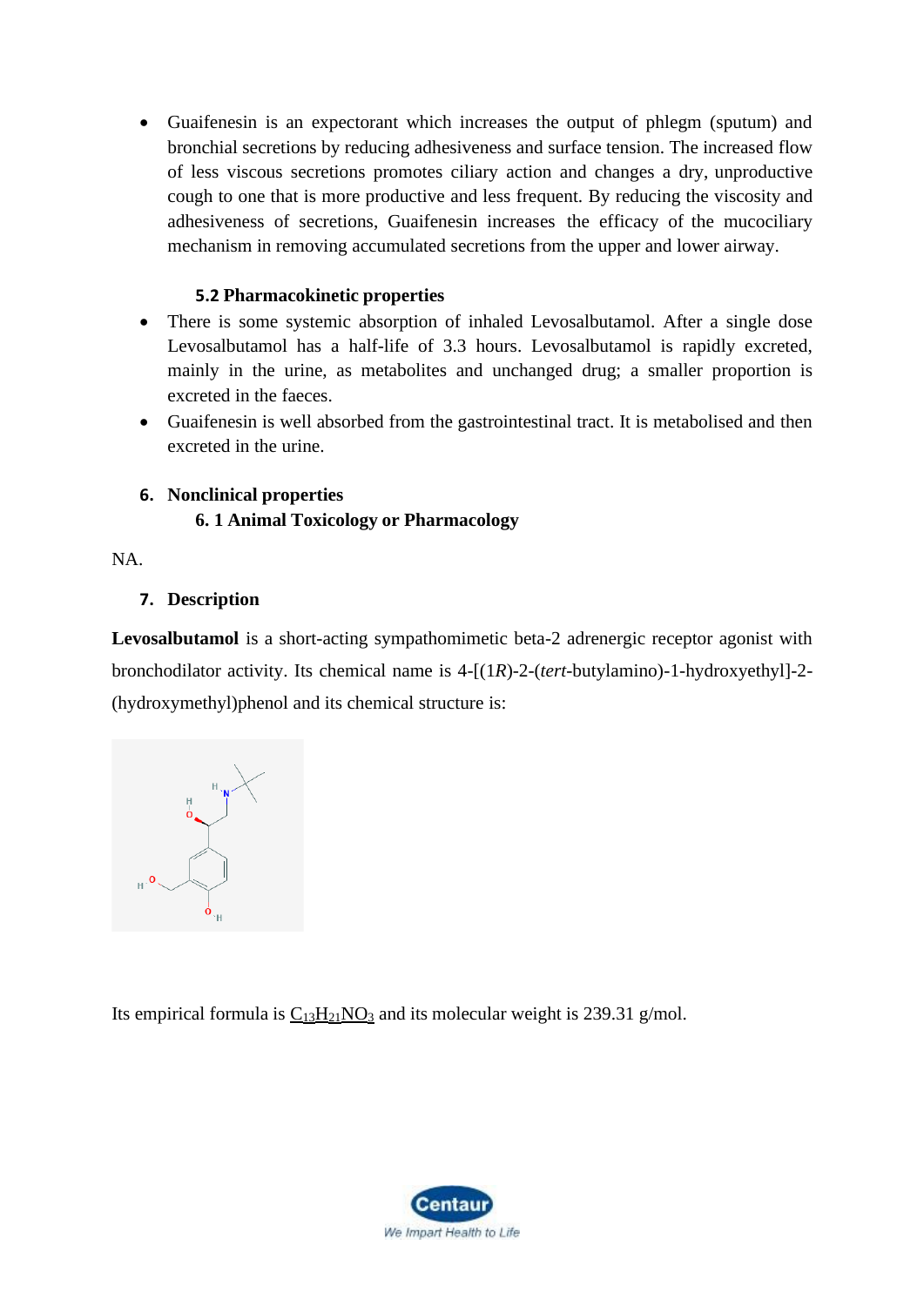- Guaifenesin is an expectorant which increases the output of phlegm (sputum) and bronchial secretions by reducing adhesiveness and surface tension. The increased flow of less viscous secretions promotes ciliary action and changes a dry, unproductive cough to one that is more productive and less frequent. By reducing the viscosity and adhesiveness of secretions, Guaifenesin increases the efficacy of the mucociliary mechanism in removing accumulated secretions from the upper and lower airway.

### 5.2 Pharmacokinetic properties

- There is some systemic absorption of inhaled Levosalbutamol. After a single dose Levosalbutamol has a half-life of 3.3 hours. Levosalbutamol is rapidly excreted, mainly in the urine, as metabolites and unchanged drug; a smaller proportion is excreted in the faeces.
- Guaifenesin is well absorbed from the gastrointestinal tract. It is metabolised and then excreted in the urine.

## 6. Nonclinical properties

### 6. 1 Animal Toxicology or Pharmacology

NA.

## 7. Description

**Levosalbutamol** is a short-acting sympathomimetic beta-2 adrenergic receptor agonist with bronchodilator activity. Its chemical name is 4-[(1*R*)-2-(*tert*-butylamino)-1-hydroxyethyl]-2-(hydroxymethyl)phenol and its chemical structure is:

Its empirical formula is $C_{13}H_{21}NO_3$ and its molecular weight is 239.31 g/mol.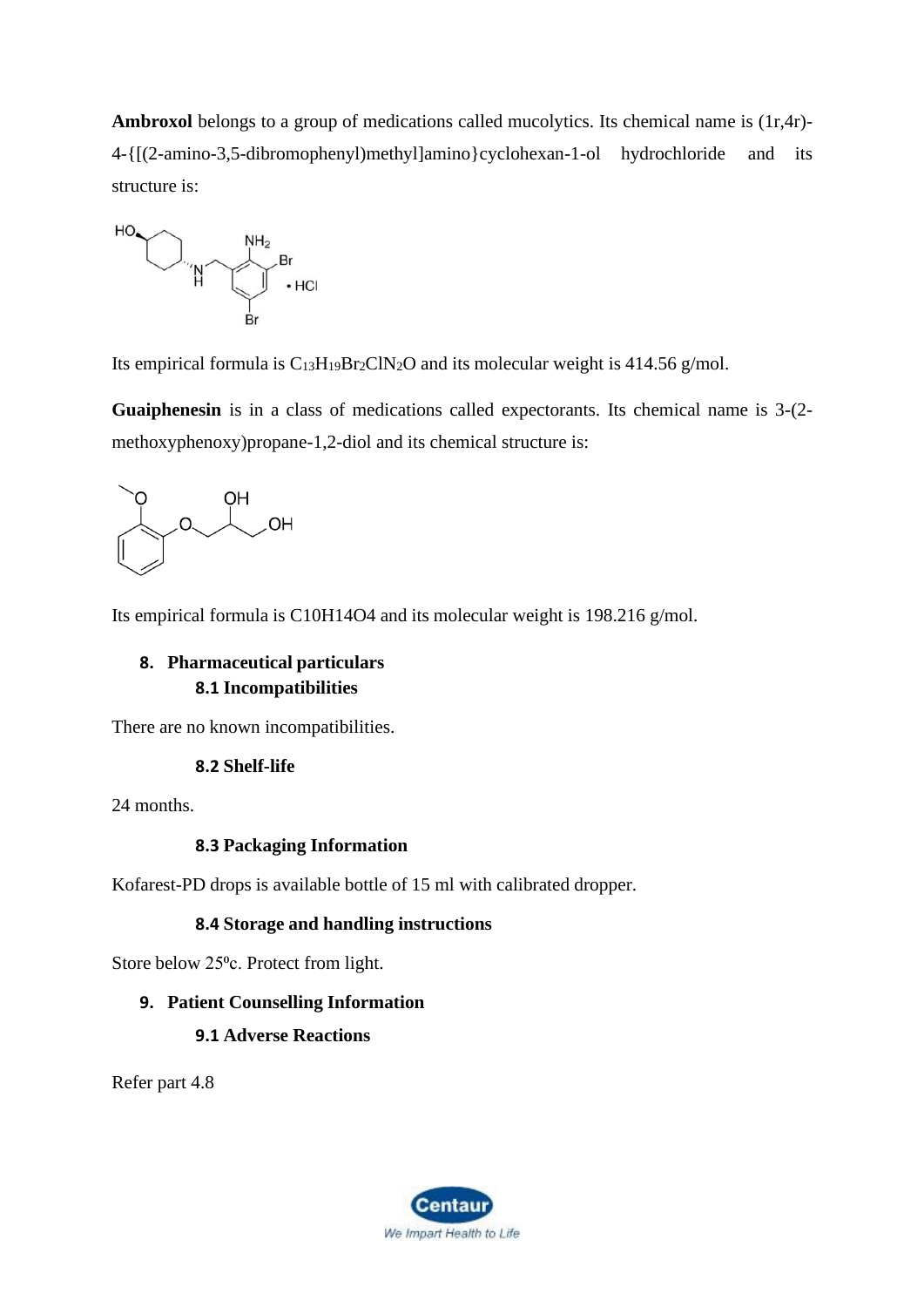**Ambroxol** belongs to a group of medications called mucolytics. Its chemical name is (1r,4r)-4-{[(2-amino-3,5-dibromophenyl)methyl]amino}cyclohexan-1-ol hydrochloride and its structure is:

Its empirical formula is $C_{13}H_{19}Br_2ClN_2O$ and its molecular weight is 414.56 g/mol.

**Guaiphenesin** is in a class of medications called expectorants. Its chemical name is 3-(2-methoxyphenoxy)propane-1,2-diol and its chemical structure is:

Its empirical formula is C10H14O4 and its molecular weight is 198.216 g/mol.

## 8. Pharmaceutical particulars

### 8.1 Incompatibilities

There are no known incompatibilities.

### 8.2 Shelf-life

24 months.

### 8.3 Packaging Information

Kofarest-PD drops is available bottle of 15 ml with calibrated dropper.

### 8.4 Storage and handling instructions

Store below 25ºc. Protect from light.

## 9. Patient Counselling Information

### 9.1 Adverse Reactions

Refer part 4.8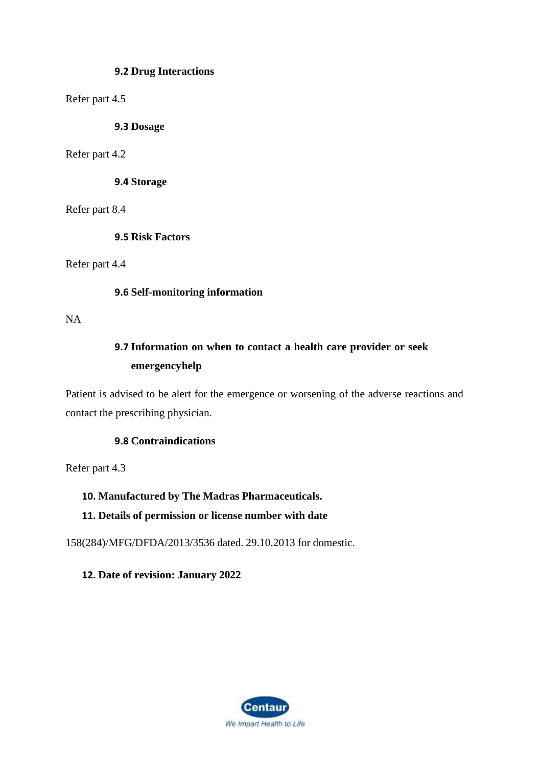### 9.2 Drug Interactions

Refer part 4.5

### 9.3 Dosage

Refer part 4.2

### 9.4 Storage

Refer part 8.4

### 9.5 Risk Factors

Refer part 4.4

### 9.6 Self-monitoring information

NA

### 9.7 Information on when to contact a health care provider or seek emergencyhelp

Patient is advised to be alert for the emergence or worsening of the adverse reactions and contact the prescribing physician.

### 9.8 Contraindications

Refer part 4.3

## 10. Manufactured by The Madras Pharmaceuticals.

## 11. Details of permission or license number with date

158(284)/MFG/DFDA/2013/3536 dated. 29.10.2013 for domestic.

## 12. Date of revision: January 2022